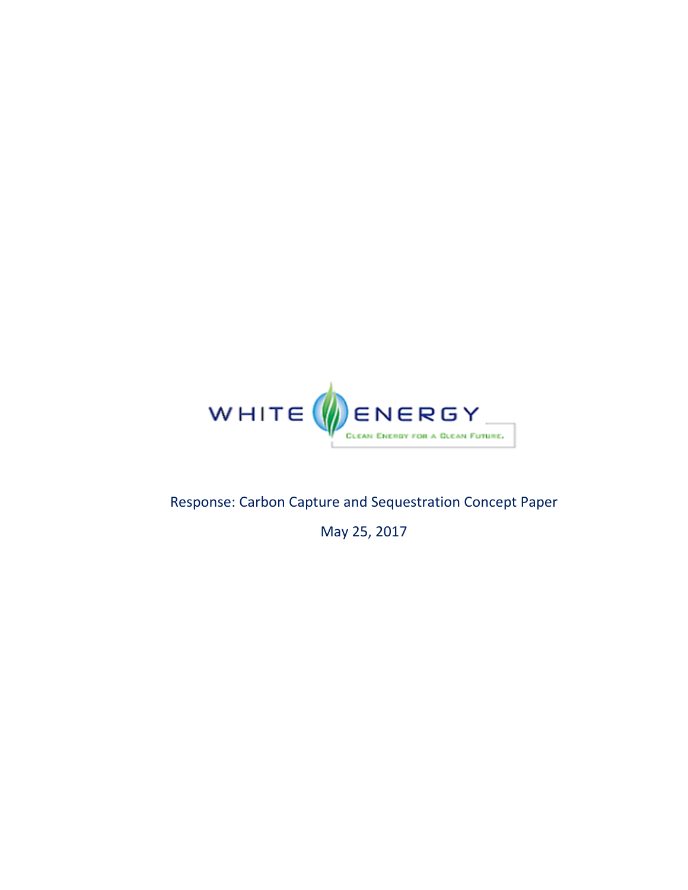WHITE ENERGY

CLEAN ENERGY FOR A CLEAN FUTURE.

Response: Carbon Capture and Sequestration Concept Paper

May 25, 2017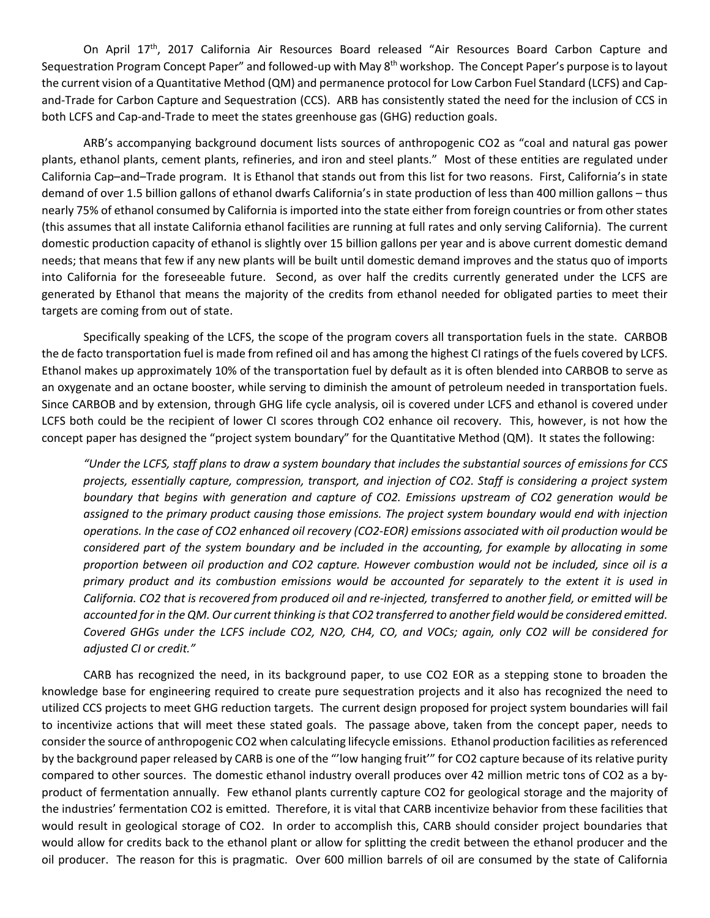On April 17th, 2017 California Air Resources Board released "Air Resources Board Carbon Capture and Sequestration Program Concept Paper" and followed-up with May 8th workshop. The Concept Paper's purpose is to layout the current vision of a Quantitative Method (QM) and permanence protocol for Low Carbon Fuel Standard (LCFS) and Cap-and-Trade for Carbon Capture and Sequestration (CCS). ARB has consistently stated the need for the inclusion of CCS in both LCFS and Cap-and-Trade to meet the states greenhouse gas (GHG) reduction goals.

ARB's accompanying background document lists sources of anthropogenic $CO_2$ as "coal and natural gas power plants, ethanol plants, cement plants, refineries, and iron and steel plants." Most of these entities are regulated under California Cap–and–Trade program. It is Ethanol that stands out from this list for two reasons. First, California's in state demand of over 1.5 billion gallons of ethanol dwarfs California's in state production of less than 400 million gallons – thus nearly 75% of ethanol consumed by California is imported into the state either from foreign countries or from other states (this assumes that all instate California ethanol facilities are running at full rates and only serving California). The current domestic production capacity of ethanol is slightly over 15 billion gallons per year and is above current domestic demand needs; that means that few if any new plants will be built until domestic demand improves and the status quo of imports into California for the foreseeable future. Second, as over half the credits currently generated under the LCFS are generated by Ethanol that means the majority of the credits from ethanol needed for obligated parties to meet their targets are coming from out of state.

Specifically speaking of the LCFS, the scope of the program covers all transportation fuels in the state. CARBOB the de facto transportation fuel is made from refined oil and has among the highest CI ratings of the fuels covered by LCFS. Ethanol makes up approximately 10% of the transportation fuel by default as it is often blended into CARBOB to serve as an oxygenate and an octane booster, while serving to diminish the amount of petroleum needed in transportation fuels. Since CARBOB and by extension, through GHG life cycle analysis, oil is covered under LCFS and ethanol is covered under LCFS both could be the recipient of lower CI scores through $CO_2$ enhance oil recovery. This, however, is not how the concept paper has designed the "project system boundary" for the Quantitative Method (QM). It states the following:

> *"Under the LCFS, staff plans to draw a system boundary that includes the substantial sources of emissions for CCS projects, essentially capture, compression, transport, and injection of $CO_2$. Staff is considering a project system boundary that begins with generation and capture of $CO_2$. Emissions upstream of $CO_2$ generation would be assigned to the primary product causing those emissions. The project system boundary would end with injection operations. In the case of $CO_2$ enhanced oil recovery ($CO_2$-EOR) emissions associated with oil production would be considered part of the system boundary and be included in the accounting, for example by allocating in some proportion between oil production and $CO_2$ capture. However combustion would not be included, since oil is a primary product and its combustion emissions would be accounted for separately to the extent it is used in California. $CO_2$ that is recovered from produced oil and re-injected, transferred to another field, or emitted will be accounted for in the QM. Our current thinking is that $CO_2$ transferred to another field would be considered emitted. Covered GHGs under the LCFS include $CO_2$, $N_2O$, $CH_4$, CO, and VOCs; again, only $CO_2$ will be considered for adjusted CI or credit."*

CARB has recognized the need, in its background paper, to use $CO_2$ EOR as a stepping stone to broaden the knowledge base for engineering required to create pure sequestration projects and it also has recognized the need to utilized CCS projects to meet GHG reduction targets. The current design proposed for project system boundaries will fail to incentivize actions that will meet these stated goals. The passage above, taken from the concept paper, needs to consider the source of anthropogenic $CO_2$ when calculating lifecycle emissions. Ethanol production facilities as referenced by the background paper released by CARB is one of the "'low hanging fruit'" for $CO_2$ capture because of its relative purity compared to other sources. The domestic ethanol industry overall produces over 42 million metric tons of $CO_2$ as a by-product of fermentation annually. Few ethanol plants currently capture $CO_2$ for geological storage and the majority of the industries' fermentation $CO_2$ is emitted. Therefore, it is vital that CARB incentivize behavior from these facilities that would result in geological storage of $CO_2$. In order to accomplish this, CARB should consider project boundaries that would allow for credits back to the ethanol plant or allow for splitting the credit between the ethanol producer and the oil producer. The reason for this is pragmatic. Over 600 million barrels of oil are consumed by the state of California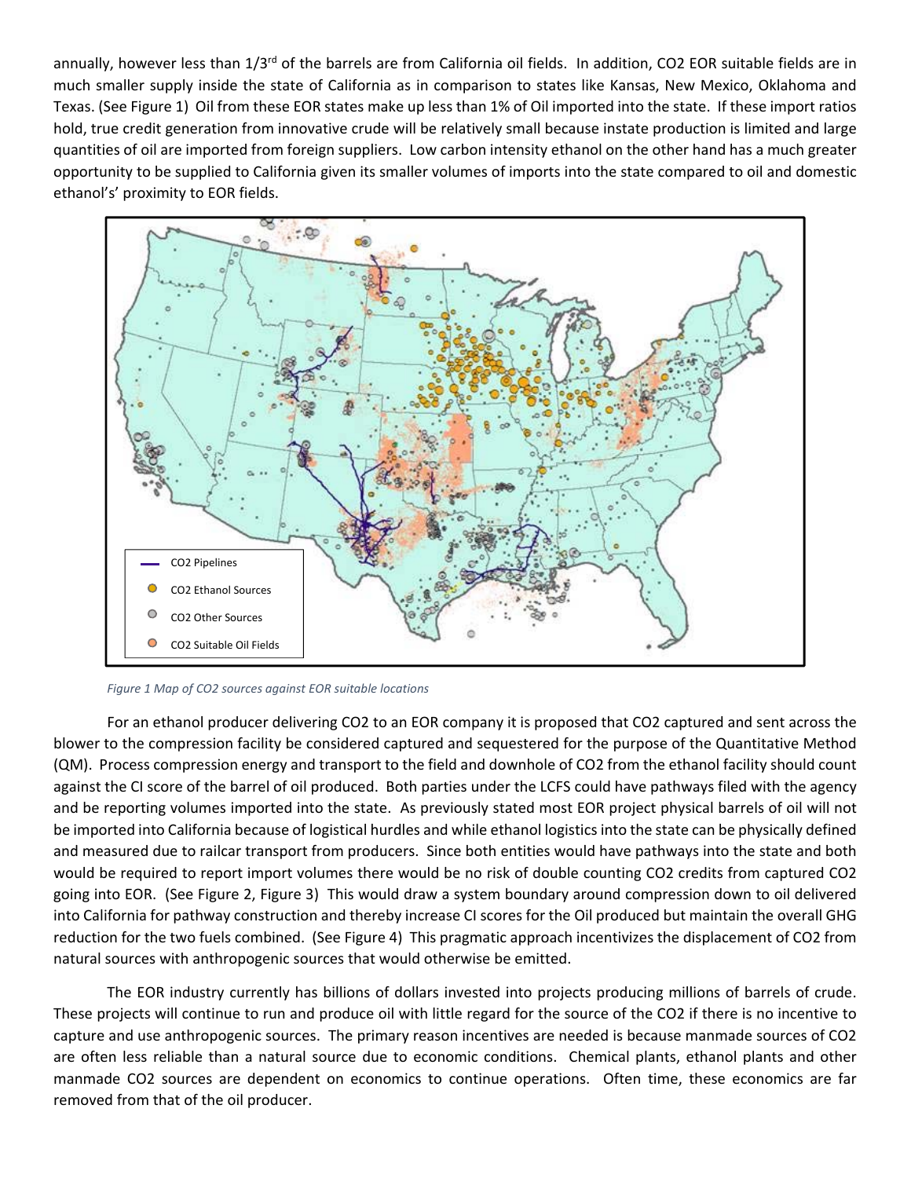annually, however less than 1/3rd of the barrels are from California oil fields. In addition, $CO_2$ EOR suitable fields are in much smaller supply inside the state of California as in comparison to states like Kansas, New Mexico, Oklahoma and Texas. (See Figure 1) Oil from these EOR states make up less than 1% of Oil imported into the state. If these import ratios hold, true credit generation from innovative crude will be relatively small because instate production is limited and large quantities of oil are imported from foreign suppliers. Low carbon intensity ethanol on the other hand has a much greater opportunity to be supplied to California given its smaller volumes of imports into the state compared to oil and domestic ethanol's' proximity to EOR fields.

*Figure 1 Map of CO2 sources against EOR suitable locations*

For an ethanol producer delivering $CO_2$ to an EOR company it is proposed that $CO_2$ captured and sent across the blower to the compression facility be considered captured and sequestered for the purpose of the Quantitative Method (QM). Process compression energy and transport to the field and downhole of $CO_2$ from the ethanol facility should count against the CI score of the barrel of oil produced. Both parties under the LCFS could have pathways filed with the agency and be reporting volumes imported into the state. As previously stated most EOR project physical barrels of oil will not be imported into California because of logistical hurdles and while ethanol logistics into the state can be physically defined and measured due to railcar transport from producers. Since both entities would have pathways into the state and both would be required to report import volumes there would be no risk of double counting $CO_2$ credits from captured $CO_2$ going into EOR. (See Figure 2, Figure 3) This would draw a system boundary around compression down to oil delivered into California for pathway construction and thereby increase CI scores for the Oil produced but maintain the overall GHG reduction for the two fuels combined. (See Figure 4) This pragmatic approach incentivizes the displacement of $CO_2$ from natural sources with anthropogenic sources that would otherwise be emitted.

The EOR industry currently has billions of dollars invested into projects producing millions of barrels of crude. These projects will continue to run and produce oil with little regard for the source of the $CO_2$ if there is no incentive to capture and use anthropogenic sources. The primary reason incentives are needed is because manmade sources of $CO_2$ are often less reliable than a natural source due to economic conditions. Chemical plants, ethanol plants and other manmade $CO_2$ sources are dependent on economics to continue operations. Often time, these economics are far removed from that of the oil producer.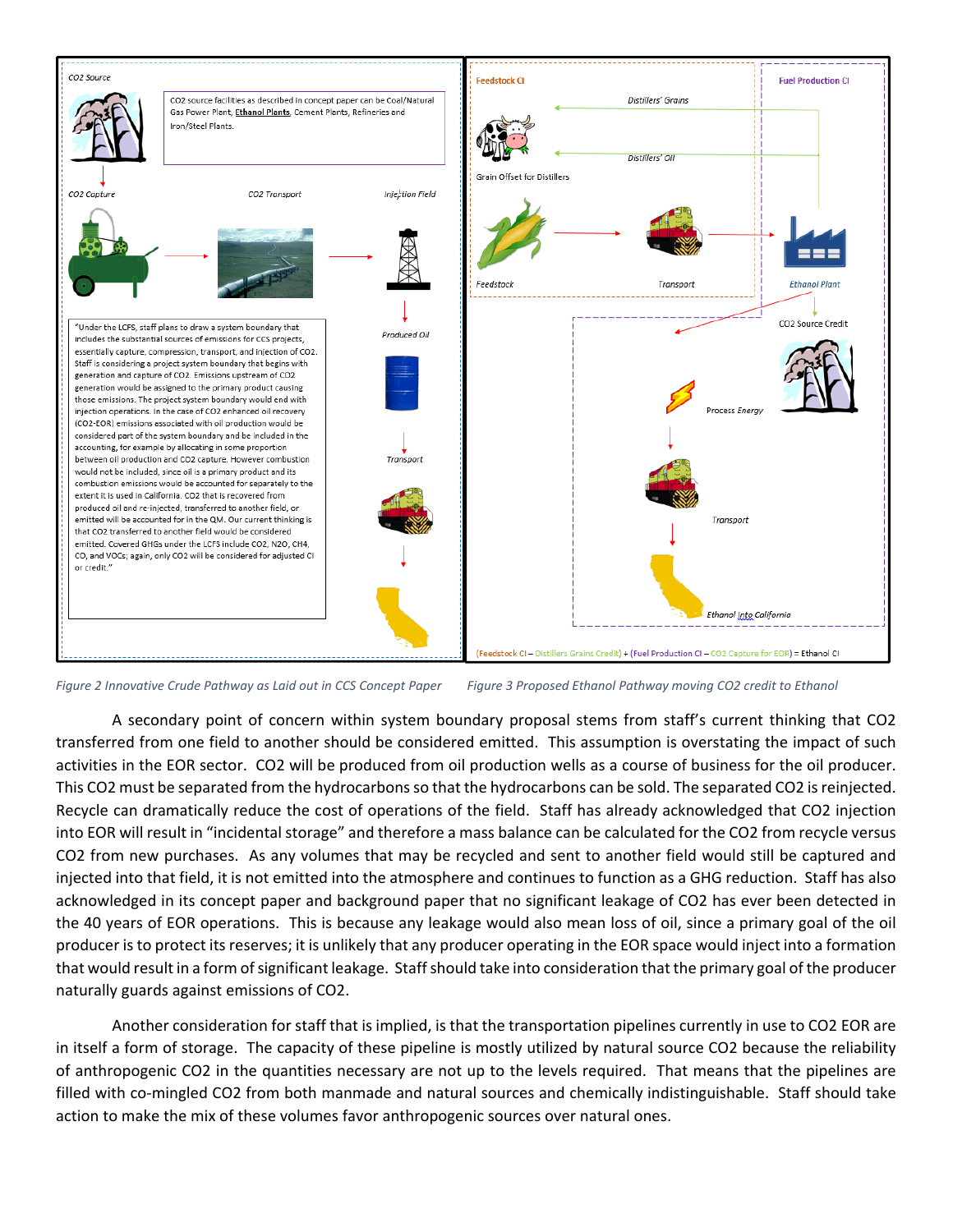CO2 Source

CO2 source facilities as described in concept paper can be Coal/Natural Gas Power Plant, Ethanol Plants, Cement Plants, Refineries and Iron/Steel Plants.

CO2 Capture

CO2 Transport

Injection Field

Produced Oil

Transport

"Under the LCFS, staff plans to draw a system boundary that includes the substantial sources of emissions for CCS projects, essentially capture, compression, transport, and injection of CO2. Staff is considering a project system boundary that begins with generation and capture of CO2. Emissions upstream of CO2 generation would be assigned to the primary product causing those emissions. The project system boundary would end with injection operations. In the case of CO2 enhanced oil recovery (CO2-EOR) emissions associated with oil production would be considered part of the system boundary and be included in the accounting, for example by allocating in some proportion between oil production and CO2 capture. However combustion would not be included, since oil is a primary product and its combustion emissions would be accounted for separately to the extent it is used in California. CO2 that is recovered from produced oil and re-injected, transferred to another field, or emitted will be accounted for in the QM. Our current thinking is that CO2 transferred to another field would be considered emitted. Covered GHGs under the LCFS include CO2, N2O, CH4, CO, and VOCs; again, only CO2 will be considered for adjusted CI or credit."

Feedstock CI

Distillers' Grains

Distillers' Oil

Grain Offset for Distillers

Feedstock

Transport

Fuel Production CI

Ethanol Plant

CO2 Source Credit

Process Energy

Transport

Ethanol Into California

(Feedstock CI – Distillers Grains Credit) + (Fuel Production CI – CO2 Capture for EOR) = Ethanol CI

*Figure 2 Innovative Crude Pathway as Laid out in CCS Concept Paper*

*Figure 3 Proposed Ethanol Pathway moving CO2 credit to Ethanol*

A secondary point of concern within system boundary proposal stems from staff's current thinking that $CO_2$ transferred from one field to another should be considered emitted. This assumption is overstating the impact of such activities in the EOR sector. $CO_2$ will be produced from oil production wells as a course of business for the oil producer. This $CO_2$ must be separated from the hydrocarbons so that the hydrocarbons can be sold. The separated $CO_2$ is reinjected. Recycle can dramatically reduce the cost of operations of the field. Staff has already acknowledged that $CO_2$ injection into EOR will result in "incidental storage" and therefore a mass balance can be calculated for the $CO_2$ from recycle versus $CO_2$ from new purchases. As any volumes that may be recycled and sent to another field would still be captured and injected into that field, it is not emitted into the atmosphere and continues to function as a GHG reduction. Staff has also acknowledged in its concept paper and background paper that no significant leakage of $CO_2$ has ever been detected in the 40 years of EOR operations. This is because any leakage would also mean loss of oil, since a primary goal of the oil producer is to protect its reserves; it is unlikely that any producer operating in the EOR space would inject into a formation that would result in a form of significant leakage. Staff should take into consideration that the primary goal of the producer naturally guards against emissions of $CO_2$.

Another consideration for staff that is implied, is that the transportation pipelines currently in use to $CO_2$ EOR are in itself a form of storage. The capacity of these pipeline is mostly utilized by natural source $CO_2$ because the reliability of anthropogenic $CO_2$ in the quantities necessary are not up to the levels required. That means that the pipelines are filled with co-mingled $CO_2$ from both manmade and natural sources and chemically indistinguishable. Staff should take action to make the mix of these volumes favor anthropogenic sources over natural ones.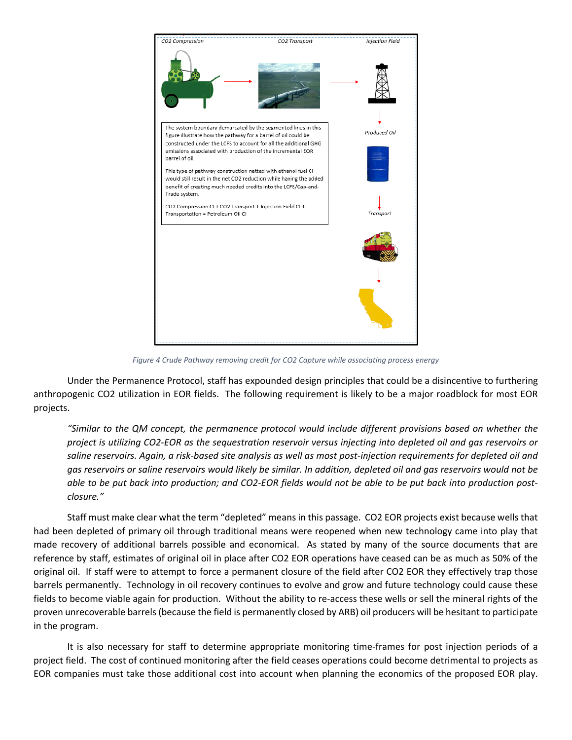CO2 Compression

CO2 Transport

Injection Field

The system boundary demarcated by the segmented lines in this figure illustrate how the pathway for a barrel of oil could be constructed under the LCFS to account for all the additional GHG emissions associated with production of the incremental EOR barrel of oil.

This type of pathway construction netted with ethanol fuel CI would still result in the net CO2 reduction while having the added benefit of creating much needed credits into the LCFS/Cap-and-Trade system.

CO2 Compression CI + CO2 Transport + Injection Field CI + Transportation = Petroleum Oil CI

Produced Oil

Transport

*Figure 4 Crude Pathway removing credit for CO2 Capture while associating process energy*

Under the Permanence Protocol, staff has expounded design principles that could be a disincentive to furthering anthropogenic CO2 utilization in EOR fields. The following requirement is likely to be a major roadblock for most EOR projects.

> *"Similar to the QM concept, the permanence protocol would include different provisions based on whether the project is utilizing CO2-EOR as the sequestration reservoir versus injecting into depleted oil and gas reservoirs or saline reservoirs. Again, a risk-based site analysis as well as most post-injection requirements for depleted oil and gas reservoirs or saline reservoirs would likely be similar. In addition, depleted oil and gas reservoirs would not be able to be put back into production; and CO2-EOR fields would not be able to be put back into production post-closure."*

Staff must make clear what the term "depleted" means in this passage. CO2 EOR projects exist because wells that had been depleted of primary oil through traditional means were reopened when new technology came into play that made recovery of additional barrels possible and economical. As stated by many of the source documents that are reference by staff, estimates of original oil in place after CO2 EOR operations have ceased can be as much as 50% of the original oil. If staff were to attempt to force a permanent closure of the field after CO2 EOR they effectively trap those barrels permanently. Technology in oil recovery continues to evolve and grow and future technology could cause these fields to become viable again for production. Without the ability to re-access these wells or sell the mineral rights of the proven unrecoverable barrels (because the field is permanently closed by ARB) oil producers will be hesitant to participate in the program.

It is also necessary for staff to determine appropriate monitoring time-frames for post injection periods of a project field. The cost of continued monitoring after the field ceases operations could become detrimental to projects as EOR companies must take those additional cost into account when planning the economics of the proposed EOR play.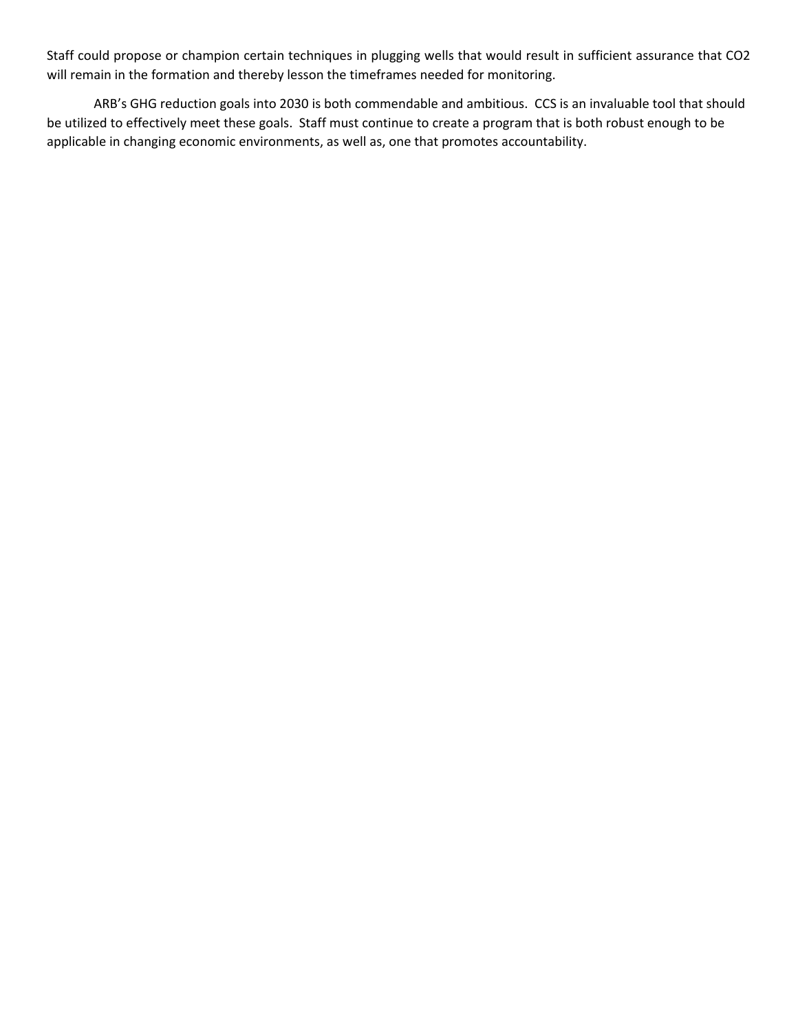Staff could propose or champion certain techniques in plugging wells that would result in sufficient assurance that $CO2$ will remain in the formation and thereby lesson the timeframes needed for monitoring.

ARB's GHG reduction goals into 2030 is both commendable and ambitious. CCS is an invaluable tool that should be utilized to effectively meet these goals. Staff must continue to create a program that is both robust enough to be applicable in changing economic environments, as well as, one that promotes accountability.